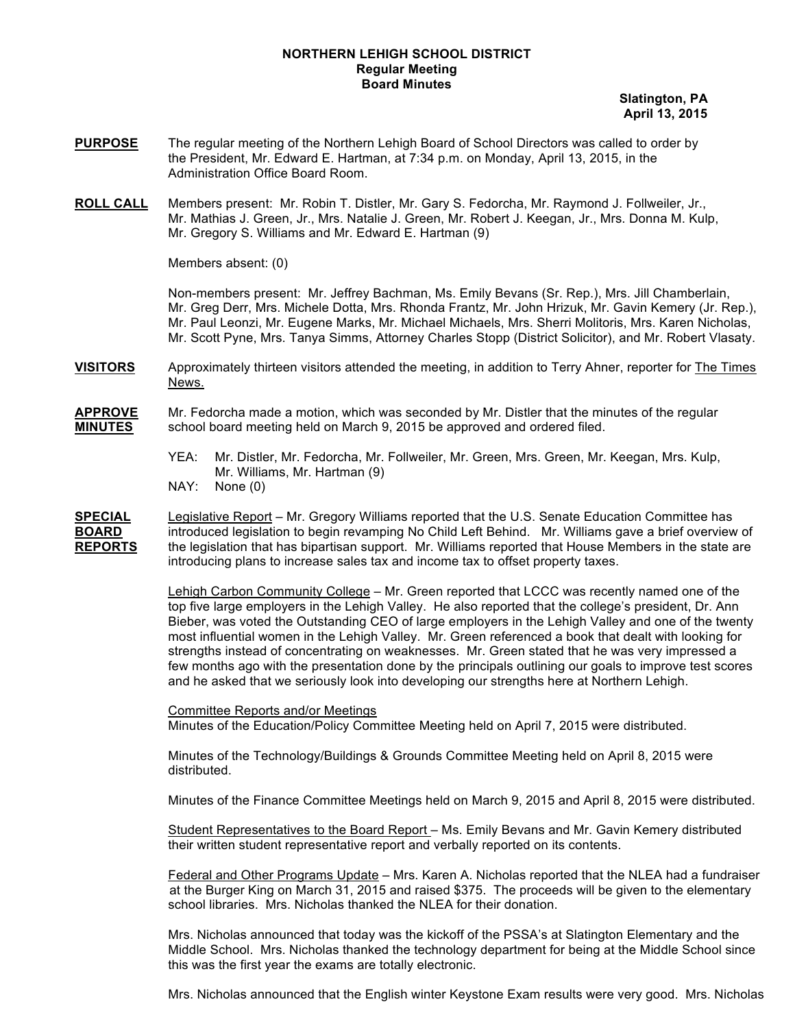# NORTHERN LEHIGH SCHOOL DISTRICT
## Regular Meeting
## Board Minutes

**Slatington, PA**
**April 13, 2015**

**PURPOSE** The regular meeting of the Northern Lehigh Board of School Directors was called to order by the President, Mr. Edward E. Hartman, at 7:34 p.m. on Monday, April 13, 2015, in the Administration Office Board Room.

**ROLL CALL** Members present: Mr. Robin T. Distler, Mr. Gary S. Fedorcha, Mr. Raymond J. Follweiler, Jr., Mr. Mathias J. Green, Jr., Mrs. Natalie J. Green, Mr. Robert J. Keegan, Jr., Mrs. Donna M. Kulp, Mr. Gregory S. Williams and Mr. Edward E. Hartman (9)

Members absent: (0)

Non-members present: Mr. Jeffrey Bachman, Ms. Emily Bevans (Sr. Rep.), Mrs. Jill Chamberlain, Mr. Greg Derr, Mrs. Michele Dotta, Mrs. Rhonda Frantz, Mr. John Hrizuk, Mr. Gavin Kemery (Jr. Rep.), Mr. Paul Leonzi, Mr. Eugene Marks, Mr. Michael Michaels, Mrs. Sherri Molitoris, Mrs. Karen Nicholas, Mr. Scott Pyne, Mrs. Tanya Simms, Attorney Charles Stopp (District Solicitor), and Mr. Robert Vlasaty.

**VISITORS** Approximately thirteen visitors attended the meeting, in addition to Terry Ahner, reporter for The Times News.

**APPROVE MINUTES** Mr. Fedorcha made a motion, which was seconded by Mr. Distler that the minutes of the regular school board meeting held on March 9, 2015 be approved and ordered filed.

YEA: Mr. Distler, Mr. Fedorcha, Mr. Follweiler, Mr. Green, Mrs. Green, Mr. Keegan, Mrs. Kulp, Mr. Williams, Mr. Hartman (9)
NAY: None (0)

**SPECIAL BOARD REPORTS** Legislative Report – Mr. Gregory Williams reported that the U.S. Senate Education Committee has introduced legislation to begin revamping No Child Left Behind. Mr. Williams gave a brief overview of the legislation that has bipartisan support. Mr. Williams reported that House Members in the state are introducing plans to increase sales tax and income tax to offset property taxes.

Lehigh Carbon Community College – Mr. Green reported that LCCC was recently named one of the top five large employers in the Lehigh Valley. He also reported that the college's president, Dr. Ann Bieber, was voted the Outstanding CEO of large employers in the Lehigh Valley and one of the twenty most influential women in the Lehigh Valley. Mr. Green referenced a book that dealt with looking for strengths instead of concentrating on weaknesses. Mr. Green stated that he was very impressed a few months ago with the presentation done by the principals outlining our goals to improve test scores and he asked that we seriously look into developing our strengths here at Northern Lehigh.

Committee Reports and/or Meetings
Minutes of the Education/Policy Committee Meeting held on April 7, 2015 were distributed.

Minutes of the Technology/Buildings & Grounds Committee Meeting held on April 8, 2015 were distributed.

Minutes of the Finance Committee Meetings held on March 9, 2015 and April 8, 2015 were distributed.

Student Representatives to the Board Report – Ms. Emily Bevans and Mr. Gavin Kemery distributed their written student representative report and verbally reported on its contents.

Federal and Other Programs Update – Mrs. Karen A. Nicholas reported that the NLEA had a fundraiser at the Burger King on March 31, 2015 and raised $375. The proceeds will be given to the elementary school libraries. Mrs. Nicholas thanked the NLEA for their donation.

Mrs. Nicholas announced that today was the kickoff of the PSSA's at Slatington Elementary and the Middle School. Mrs. Nicholas thanked the technology department for being at the Middle School since this was the first year the exams are totally electronic.

Mrs. Nicholas announced that the English winter Keystone Exam results were very good. Mrs. Nicholas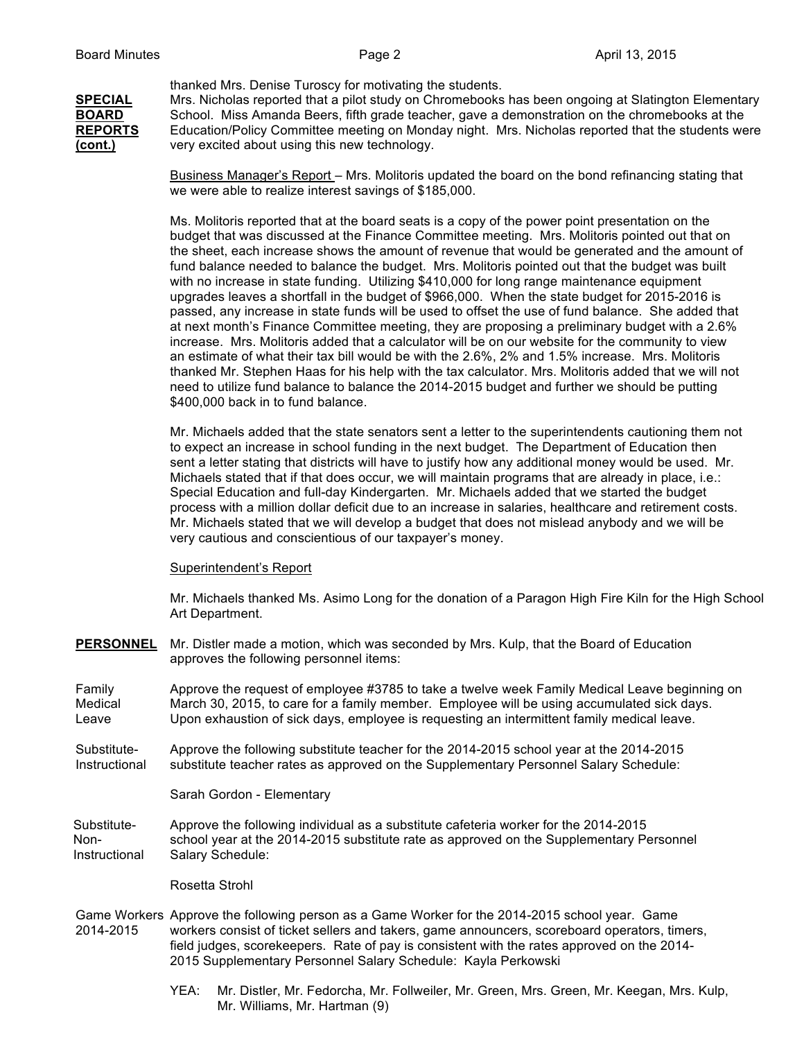thanked Mrs. Denise Turoscy for motivating the students.

**SPECIAL BOARD REPORTS (cont.)**

Mrs. Nicholas reported that a pilot study on Chromebooks has been ongoing at Slatington Elementary School. Miss Amanda Beers, fifth grade teacher, gave a demonstration on the chromebooks at the Education/Policy Committee meeting on Monday night. Mrs. Nicholas reported that the students were very excited about using this new technology.

Business Manager's Report – Mrs. Molitoris updated the board on the bond refinancing stating that we were able to realize interest savings of $185,000.

Ms. Molitoris reported that at the board seats is a copy of the power point presentation on the budget that was discussed at the Finance Committee meeting. Mrs. Molitoris pointed out that on the sheet, each increase shows the amount of revenue that would be generated and the amount of fund balance needed to balance the budget. Mrs. Molitoris pointed out that the budget was built with no increase in state funding. Utilizing $410,000 for long range maintenance equipment upgrades leaves a shortfall in the budget of $966,000. When the state budget for 2015-2016 is passed, any increase in state funds will be used to offset the use of fund balance. She added that at next month's Finance Committee meeting, they are proposing a preliminary budget with a 2.6% increase. Mrs. Molitoris added that a calculator will be on our website for the community to view an estimate of what their tax bill would be with the 2.6%, 2% and 1.5% increase. Mrs. Molitoris thanked Mr. Stephen Haas for his help with the tax calculator. Mrs. Molitoris added that we will not need to utilize fund balance to balance the 2014-2015 budget and further we should be putting $400,000 back in to fund balance.

Mr. Michaels added that the state senators sent a letter to the superintendents cautioning them not to expect an increase in school funding in the next budget. The Department of Education then sent a letter stating that districts will have to justify how any additional money would be used. Mr. Michaels stated that if that does occur, we will maintain programs that are already in place, i.e.: Special Education and full-day Kindergarten. Mr. Michaels added that we started the budget process with a million dollar deficit due to an increase in salaries, healthcare and retirement costs. Mr. Michaels stated that we will develop a budget that does not mislead anybody and we will be very cautious and conscientious of our taxpayer's money.

Superintendent's Report

Mr. Michaels thanked Ms. Asimo Long for the donation of a Paragon High Fire Kiln for the High School Art Department.

**PERSONNEL**

Mr. Distler made a motion, which was seconded by Mrs. Kulp, that the Board of Education approves the following personnel items:

Family Medical Leave

Approve the request of employee #3785 to take a twelve week Family Medical Leave beginning on March 30, 2015, to care for a family member. Employee will be using accumulated sick days. Upon exhaustion of sick days, employee is requesting an intermittent family medical leave.

Substitute-Instructional

Approve the following substitute teacher for the 2014-2015 school year at the 2014-2015 substitute teacher rates as approved on the Supplementary Personnel Salary Schedule:

Sarah Gordon - Elementary

Substitute-Non-Instructional

Approve the following individual as a substitute cafeteria worker for the 2014-2015 school year at the 2014-2015 substitute rate as approved on the Supplementary Personnel Salary Schedule:

Rosetta Strohl

Game Workers 2014-2015

Approve the following person as a Game Worker for the 2014-2015 school year. Game workers consist of ticket sellers and takers, game announcers, scoreboard operators, timers, field judges, scorekeepers. Rate of pay is consistent with the rates approved on the 2014-2015 Supplementary Personnel Salary Schedule: Kayla Perkowski

YEA: Mr. Distler, Mr. Fedorcha, Mr. Follweiler, Mr. Green, Mrs. Green, Mr. Keegan, Mrs. Kulp, Mr. Williams, Mr. Hartman (9)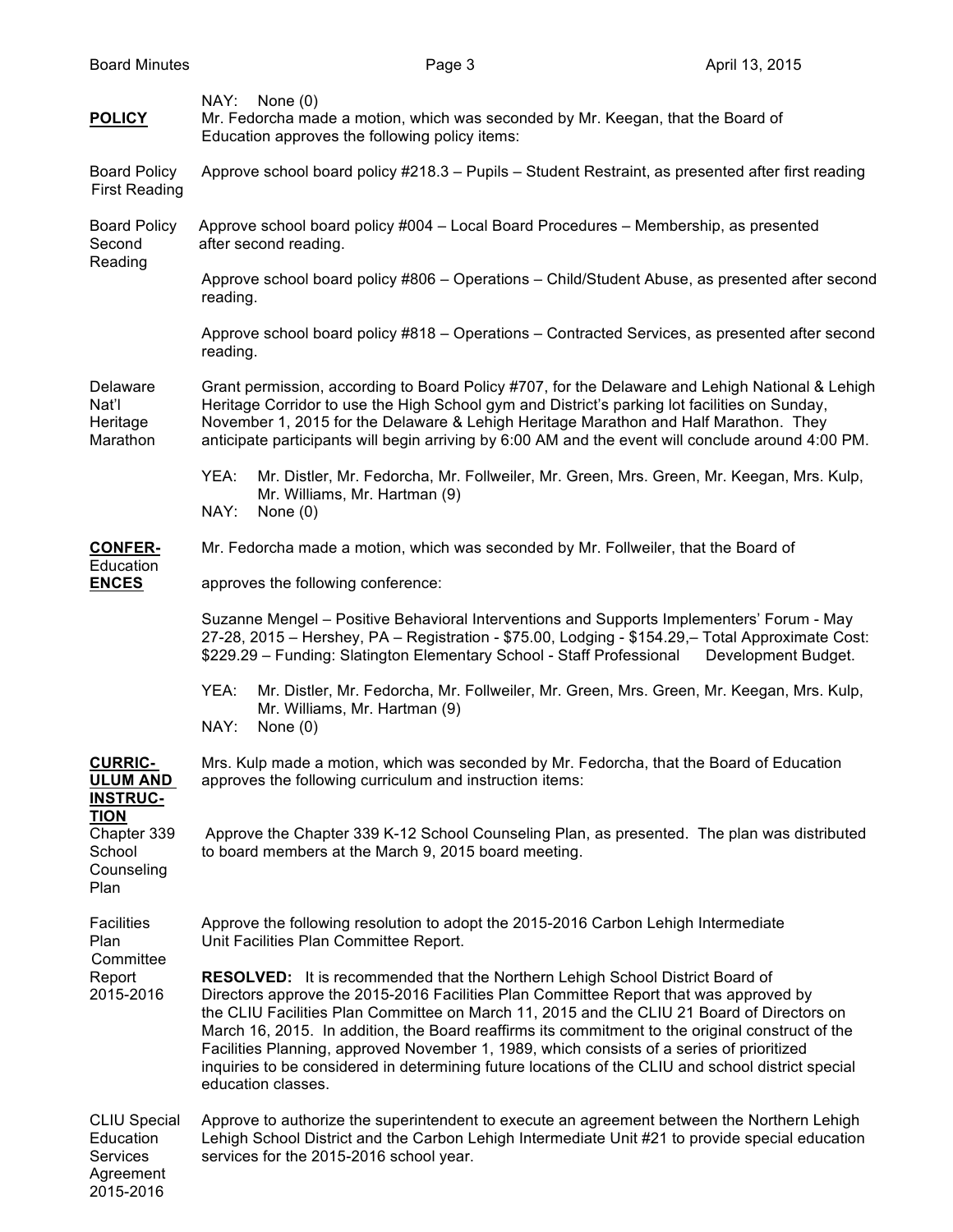NAY: None (0)

**POLICY** Mr. Fedorcha made a motion, which was seconded by Mr. Keegan, that the Board of Education approves the following policy items:

Board Policy First Reading — Approve school board policy #218.3 – Pupils – Student Restraint, as presented after first reading

Board Policy Second Reading — Approve school board policy #004 – Local Board Procedures – Membership, as presented after second reading.

Approve school board policy #806 – Operations – Child/Student Abuse, as presented after second reading.

Approve school board policy #818 – Operations – Contracted Services, as presented after second reading.

Delaware Nat'l Heritage Marathon — Grant permission, according to Board Policy #707, for the Delaware and Lehigh National & Lehigh Heritage Corridor to use the High School gym and District's parking lot facilities on Sunday, November 1, 2015 for the Delaware & Lehigh Heritage Marathon and Half Marathon. They anticipate participants will begin arriving by 6:00 AM and the event will conclude around 4:00 PM.

YEA: Mr. Distler, Mr. Fedorcha, Mr. Follweiler, Mr. Green, Mrs. Green, Mr. Keegan, Mrs. Kulp, Mr. Williams, Mr. Hartman (9)
NAY: None (0)

**CONFERENCES** Mr. Fedorcha made a motion, which was seconded by Mr. Follweiler, that the Board of Education approves the following conference:

Suzanne Mengel – Positive Behavioral Interventions and Supports Implementers' Forum - May 27-28, 2015 – Hershey, PA – Registration - $75.00, Lodging - $154.29,– Total Approximate Cost: $229.29 – Funding: Slatington Elementary School - Staff Professional Development Budget.

YEA: Mr. Distler, Mr. Fedorcha, Mr. Follweiler, Mr. Green, Mrs. Green, Mr. Keegan, Mrs. Kulp, Mr. Williams, Mr. Hartman (9)
NAY: None (0)

**CURRICULUM AND INSTRUCTION** Mrs. Kulp made a motion, which was seconded by Mr. Fedorcha, that the Board of Education approves the following curriculum and instruction items:

Chapter 339 School Counseling Plan — Approve the Chapter 339 K-12 School Counseling Plan, as presented. The plan was distributed to board members at the March 9, 2015 board meeting.

Facilities Plan Committee Report 2015-2016 — Approve the following resolution to adopt the 2015-2016 Carbon Lehigh Intermediate Unit Facilities Plan Committee Report.

**RESOLVED:** It is recommended that the Northern Lehigh School District Board of Directors approve the 2015-2016 Facilities Plan Committee Report that was approved by the CLIU Facilities Plan Committee on March 11, 2015 and the CLIU 21 Board of Directors on March 16, 2015. In addition, the Board reaffirms its commitment to the original construct of the Facilities Planning, approved November 1, 1989, which consists of a series of prioritized inquiries to be considered in determining future locations of the CLIU and school district special education classes.

CLIU Special Education Services Agreement 2015-2016 — Approve to authorize the superintendent to execute an agreement between the Northern Lehigh Lehigh School District and the Carbon Lehigh Intermediate Unit #21 to provide special education services for the 2015-2016 school year.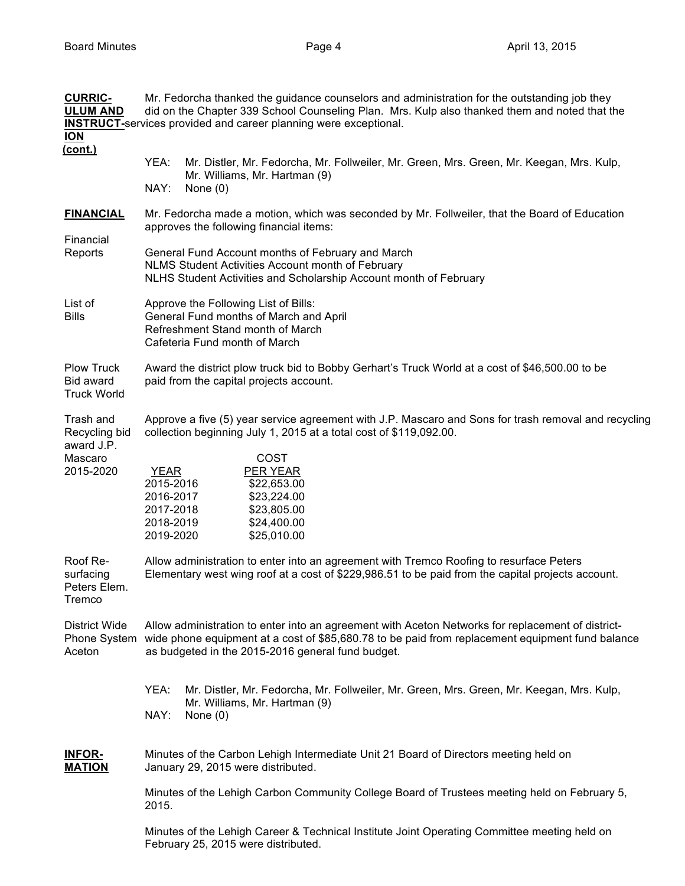**CURRICULUM AND INSTRUCTION (cont.)**

Mr. Fedorcha thanked the guidance counselors and administration for the outstanding job they did on the Chapter 339 School Counseling Plan. Mrs. Kulp also thanked them and noted that the services provided and career planning were exceptional.

YEA: Mr. Distler, Mr. Fedorcha, Mr. Follweiler, Mr. Green, Mrs. Green, Mr. Keegan, Mrs. Kulp, Mr. Williams, Mr. Hartman (9)
NAY: None (0)

**FINANCIAL**

Mr. Fedorcha made a motion, which was seconded by Mr. Follweiler, that the Board of Education approves the following financial items:

Financial Reports

General Fund Account months of February and March
NLMS Student Activities Account month of February
NLHS Student Activities and Scholarship Account month of February

List of Bills

Approve the Following List of Bills:
General Fund months of March and April
Refreshment Stand month of March
Cafeteria Fund month of March

Plow Truck Bid award Truck World

Award the district plow truck bid to Bobby Gerhart's Truck World at a cost of $46,500.00 to be paid from the capital projects account.

Trash and Recycling bid award J.P. Mascaro 2015-2020

Approve a five (5) year service agreement with J.P. Mascaro and Sons for trash removal and recycling collection beginning July 1, 2015 at a total cost of $119,092.00.

| YEAR | COST PER YEAR |
|---|---|
| 2015-2016 | $22,653.00 |
| 2016-2017 | $23,224.00 |
| 2017-2018 | $23,805.00 |
| 2018-2019 | $24,400.00 |
| 2019-2020 | $25,010.00 |

Roof Re-surfacing Peters Elem. Tremco

Allow administration to enter into an agreement with Tremco Roofing to resurface Peters Elementary west wing roof at a cost of $229,986.51 to be paid from the capital projects account.

District Wide Phone System Aceton

Allow administration to enter into an agreement with Aceton Networks for replacement of district-wide phone equipment at a cost of $85,680.78 to be paid from replacement equipment fund balance as budgeted in the 2015-2016 general fund budget.

YEA: Mr. Distler, Mr. Fedorcha, Mr. Follweiler, Mr. Green, Mrs. Green, Mr. Keegan, Mrs. Kulp, Mr. Williams, Mr. Hartman (9)
NAY: None (0)

**INFORMATION**

Minutes of the Carbon Lehigh Intermediate Unit 21 Board of Directors meeting held on January 29, 2015 were distributed.

Minutes of the Lehigh Carbon Community College Board of Trustees meeting held on February 5, 2015.

Minutes of the Lehigh Career & Technical Institute Joint Operating Committee meeting held on February 25, 2015 were distributed.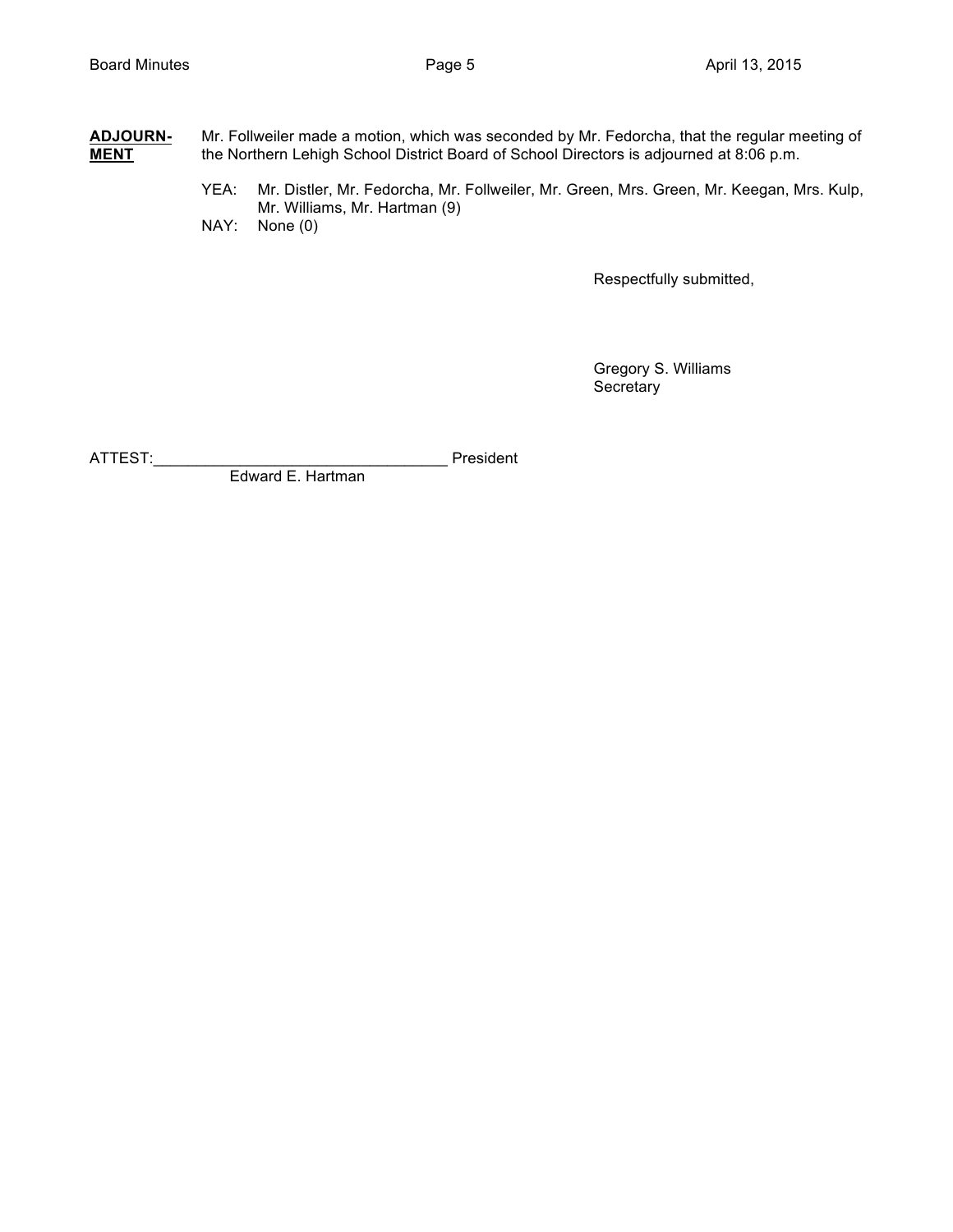**ADJOURN-MENT**

Mr. Follweiler made a motion, which was seconded by Mr. Fedorcha, that the regular meeting of the Northern Lehigh School District Board of School Directors is adjourned at 8:06 p.m.

YEA: Mr. Distler, Mr. Fedorcha, Mr. Follweiler, Mr. Green, Mrs. Green, Mr. Keegan, Mrs. Kulp, Mr. Williams, Mr. Hartman (9)
NAY: None (0)

Respectfully submitted,

Gregory S. Williams
Secretary

ATTEST:_________________________________ President
Edward E. Hartman